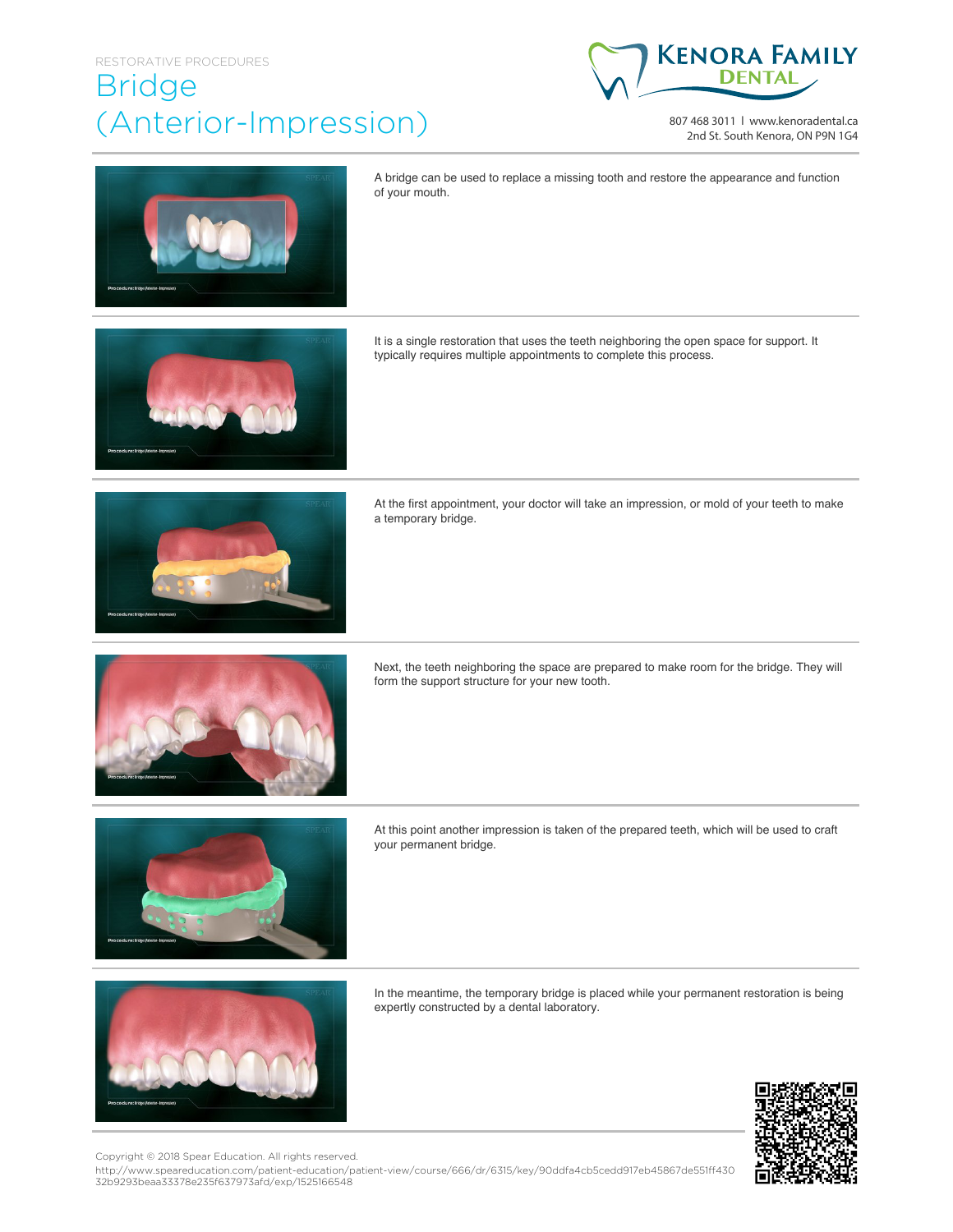RESTORATIVE PROCEDURES

# Bridge (Anterior-Impression)

Kenora Family Dental

807 468 3011 | www.kenoradental.ca
2nd St. South Kenora, ON P9N 1G4

A bridge can be used to replace a missing tooth and restore the appearance and function of your mouth.

It is a single restoration that uses the teeth neighboring the open space for support. It typically requires multiple appointments to complete this process.

At the first appointment, your doctor will take an impression, or mold of your teeth to make a temporary bridge.

Next, the teeth neighboring the space are prepared to make room for the bridge. They will form the support structure for your new tooth.

At this point another impression is taken of the prepared teeth, which will be used to craft your permanent bridge.

In the meantime, the temporary bridge is placed while your permanent restoration is being expertly constructed by a dental laboratory.

Copyright © 2018 Spear Education. All rights reserved.
http://www.speareducation.com/patient-education/patient-view/course/666/dr/6315/key/90ddfa4cb5cedd917eb45867de551ff430 32b9293beaa33378e235f637973afd/exp/1525166548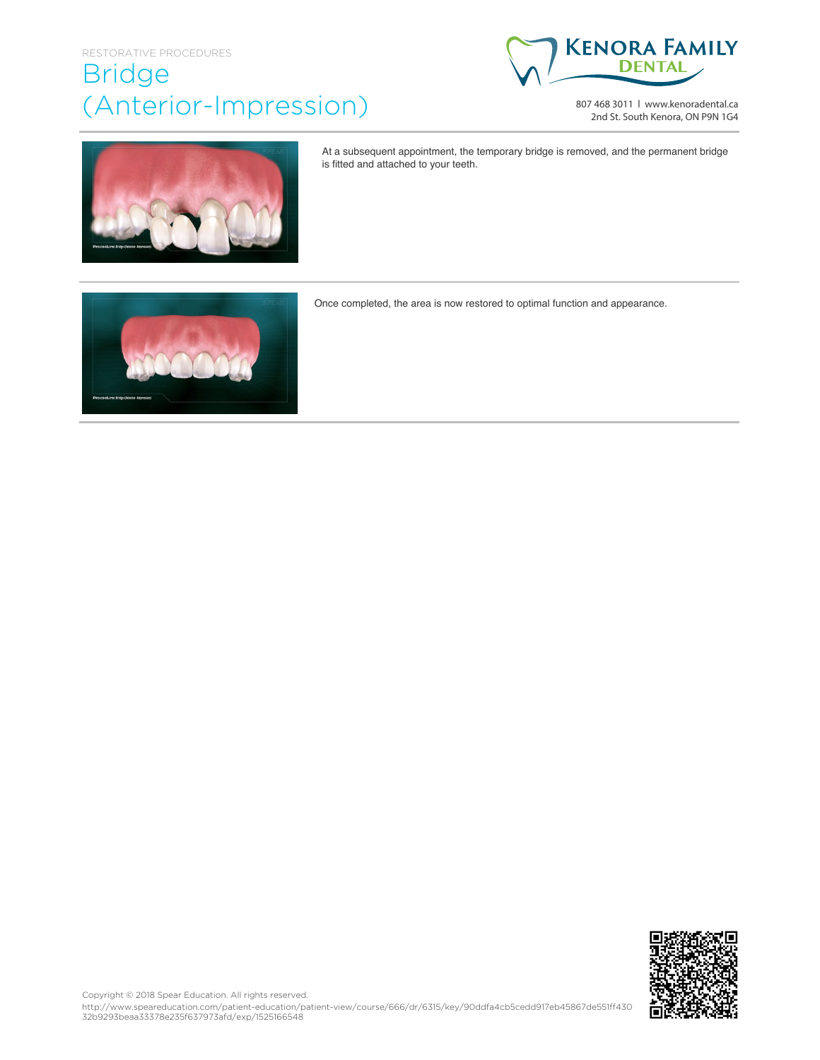RESTORATIVE PROCEDURES

# Bridge (Anterior-Impression)

807 468 3011 | www.kenoradental.ca
2nd St. South Kenora, ON P9N 1G4

At a subsequent appointment, the temporary bridge is removed, and the permanent bridge is fitted and attached to your teeth.

Once completed, the area is now restored to optimal function and appearance.

Copyright © 2018 Spear Education. All rights reserved.
http://www.speareducation.com/patient-education/patient-view/course/666/dr/6315/key/90ddfa4cb5cedd917eb45867de551ff430 32b9293beaa33378e235f637973afd/exp/1525166548